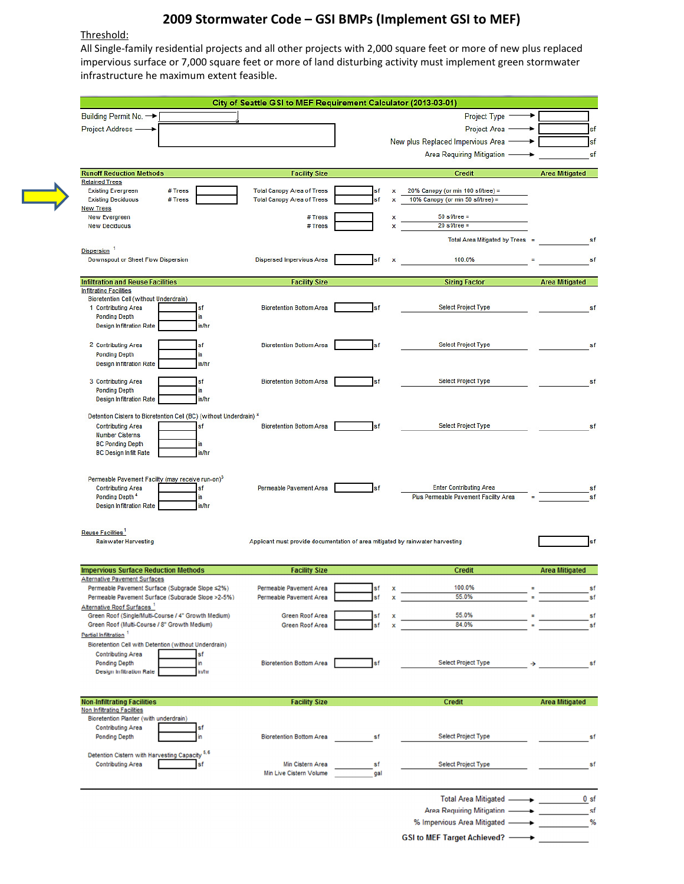# 2009 Stormwater Code – GSI BMPs (Implement GSI to MEF)

Threshold:

All Single-family residential projects and all other projects with 2,000 square feet or more of new plus replaced impervious surface or 7,000 square feet or more of land disturbing activity must implement green stormwater infrastructure he maximum extent feasible.

## City of Seattle GSI to MEF Requirement Calculator (2013-03-01)

| | | | |
|---|---|---|---|
| Building Permit No. → | | Project Type → | |
| Project Address → | | Project Area → | sf |
| | | New plus Replaced Impervious Area → | sf |
| | | Area Requiring Mitigation → | sf |

### Runoff Reduction Methods

| Runoff Reduction Methods | | Facility Size | | | Credit | | Area Mitigated |
|---|---|---|---|---|---|---|---|
| **Retained Trees** | | | | | | | |
| Existing Evergreen | # Trees | Total Canopy Area of Trees | sf | x | 20% Canopy (or min 100 sf/tree) = | | |
| Existing Deciduous | # Trees | Total Canopy Area of Trees | sf | x | 10% Canopy (or min 50 sf/tree) = | | |
| **New Trees** | | | | | | | |
| New Evergreen | | # Trees | | x | 50 sf/tree = | | |
| New Deciduous | | # Trees | | x | 20 sf/tree = | | |
| | | | | | Total Area Mitigated by Trees | = | sf |
| **Dispersion** [1] | | | | | | | |
| Downspout or Sheet Flow Dispersion | | Dispersed Impervious Area | sf | x | 100.0% | = | sf |

### Infiltration and Reuse Facilities

| Infiltration and Reuse Facilities | | Facility Size | | Sizing Factor | | Area Mitigated |
|---|---|---|---|---|---|---|
| **Infiltrating Facilities** | | | | | | |
| Bioretention Cell (without Underdrain) | | | | | | |
| 1 Contributing Area | sf | Bioretention Bottom Area | sf | Select Project Type | | sf |
| Ponding Depth | in | | | | | |
| Design Infiltration Rate | in/hr | | | | | |
| 2 Contributing Area | sf | Bioretention Bottom Area | sf | Select Project Type | | sf |
| Ponding Depth | in | | | | | |
| Design Infiltration Rate | in/hr | | | | | |
| 3 Contributing Area | sf | Bioretention Bottom Area | sf | Select Project Type | | sf |
| Ponding Depth | in | | | | | |
| Design Infiltration Rate | in/hr | | | | | |
| Detention Cistern to Bioretenton Cel (BC) (without Underdrain) [2] | | | | | | |
| Contributing Area | sf | Bioretention Bottom Area | sf | Select Project Type | | sf |
| Number Cisterns | | | | | | |
| BC Ponding Depth | in | | | | | |
| BC Design Infilt Rate | in/hr | | | | | |
| Permeable Pavement Facilty (may receive run-on) [3] | | | | | | |
| Contributing Area | sf | Permeable Pavement Area | sf | Enter Contributing Area | | sf |
| Ponding Depth [4] | in | | | Pus Permeable Pavement Facility Area | = | sf |
| Design Infiltration Rate | in/hr | | | | | |
| **Reuse Facilities** [1] | | | | | | |
| Rainwater Harvesting | | Applicant must provide documentation of area mitigated by rainwater harvesting | | | | sf |

### Impervious Surface Reduction Methods

| Impervious Surface Reduction Methods | Facility Size | | | Credit | | Area Mitigated |
|---|---|---|---|---|---|---|
| **Alternative Pavement Surfaces** | | | | | | |
| Permeable Pavement Surface (Subgrade Slope ≤2%) | Permeable Pavement Area | sf | x | 100.0% | = | sf |
| Permeable Pavement Surface (Subgrade Slope >2-5%) | Permeable Pavement Area | sf | x | 55.0% | = | sf |
| **Alternative Roof Surfaces** [1] | | | | | | |
| Green Roof (Single/Multi-Course / 4" Growth Medium) | Green Roof Area | sf | x | 55.0% | = | sf |
| Green Roof (Multi-Course / 8" Growth Medium) | Green Roof Area | sf | x | 84.0% | = | sf |
| **Partial Infiltration** [1] | | | | | | |
| Bioretention Cell with Detention (without Underdrain) | | | | | | |
| Contributing Area (sf) | | | | | | |
| Ponding Depth (in) | Bioretention Bottom Area | sf | | Select Project Type | → | sf |
| Design Infiltration Rate (in/hr) | | | | | | |

### Non-Infiltrating Facilities

| Non-Infiltrating Facilities | | Facility Size | | Credit | Area Mitigated |
|---|---|---|---|---|---|
| **Non Infiltrating Facilities** | | | | | |
| Bioretention Planter (with underdrain) | | | | | |
| Contributing Area | sf | | | | |
| Ponding Depth | in | Bioretention Bottom Area | sf | Select Project Type | sf |
| Detention Cistern with Harvesting Capacity [5,6] | | | | | |
| Contributing Area | sf | Min Cistern Area | sf | Select Project Type | sf |
| | | Min Live Cistern Volume | gal | | |

| | |
|---|---|
| Total Area Mitigated → | 0 sf |
| Area Requiring Mitigation → | sf |
| % Impervious Area Mitigated → | % |
| **GSI to MEF Target Achieved?** → | |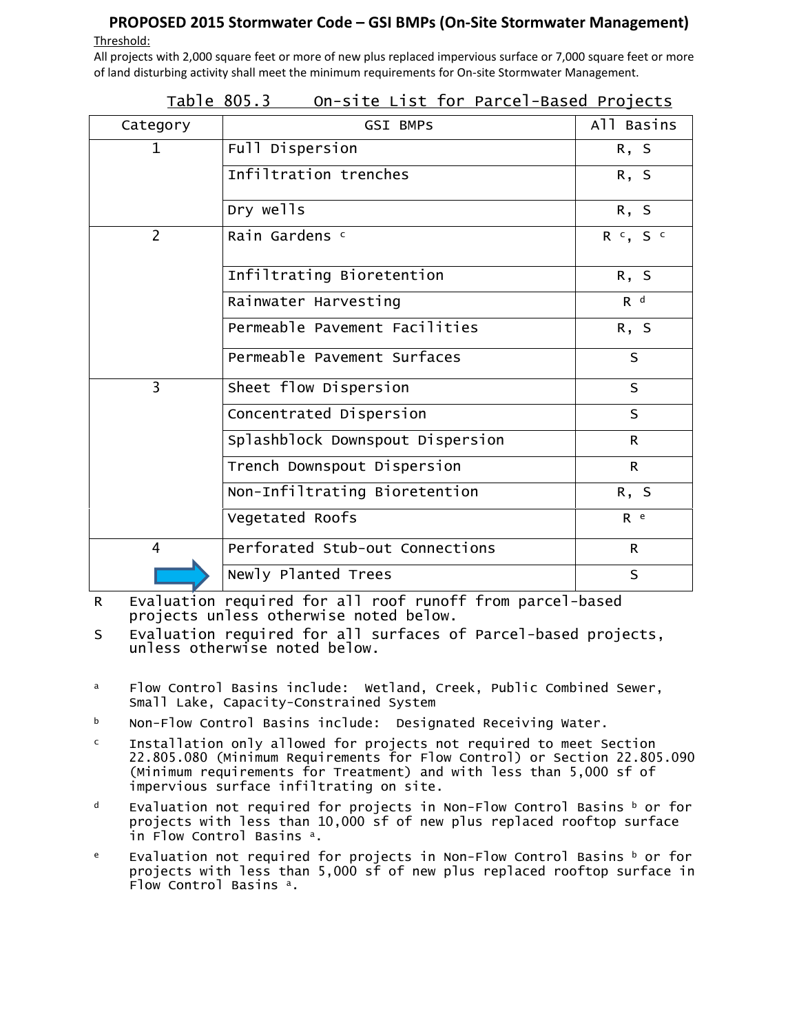# PROPOSED 2015 Stormwater Code – GSI BMPs (On-Site Stormwater Management)

Threshold:

All projects with 2,000 square feet or more of new plus replaced impervious surface or 7,000 square feet or more of land disturbing activity shall meet the minimum requirements for On-site Stormwater Management.

Table 805.3 On-site List for Parcel-Based Projects

| Category | GSI BMPs | All Basins |
|---|---|---|
| 1 | Full Dispersion | R, S |
| | Infiltration trenches | R, S |
| | Dry wells | R, S |
| 2 | Rain Gardens [c] | R [c], S [c] |
| | Infiltrating Bioretention | R, S |
| | Rainwater Harvesting | R [d] |
| | Permeable Pavement Facilities | R, S |
| | Permeable Pavement Surfaces | S |
| 3 | Sheet flow Dispersion | S |
| | Concentrated Dispersion | S |
| | Splashblock Downspout Dispersion | R |
| | Trench Downspout Dispersion | R |
| | Non-Infiltrating Bioretention | R, S |
| | Vegetated Roofs | R [e] |
| 4 | Perforated Stub-out Connections | R |
| | Newly Planted Trees | S |

R Evaluation required for all roof runoff from parcel-based projects unless otherwise noted below.

S Evaluation required for all surfaces of Parcel-based projects, unless otherwise noted below.

[a] Flow Control Basins include: Wetland, Creek, Public Combined Sewer, Small Lake, Capacity-Constrained System

[b] Non-Flow Control Basins include: Designated Receiving Water.

[c] Installation only allowed for projects not required to meet Section 22.805.080 (Minimum Requirements for Flow Control) or Section 22.805.090 (Minimum requirements for Treatment) and with less than 5,000 sf of impervious surface infiltrating on site.

[d] Evaluation not required for projects in Non-Flow Control Basins [b] or for projects with less than 10,000 sf of new plus replaced rooftop surface in Flow Control Basins [a].

[e] Evaluation not required for projects in Non-Flow Control Basins [b] or for projects with less than 5,000 sf of new plus replaced rooftop surface in Flow Control Basins [a].